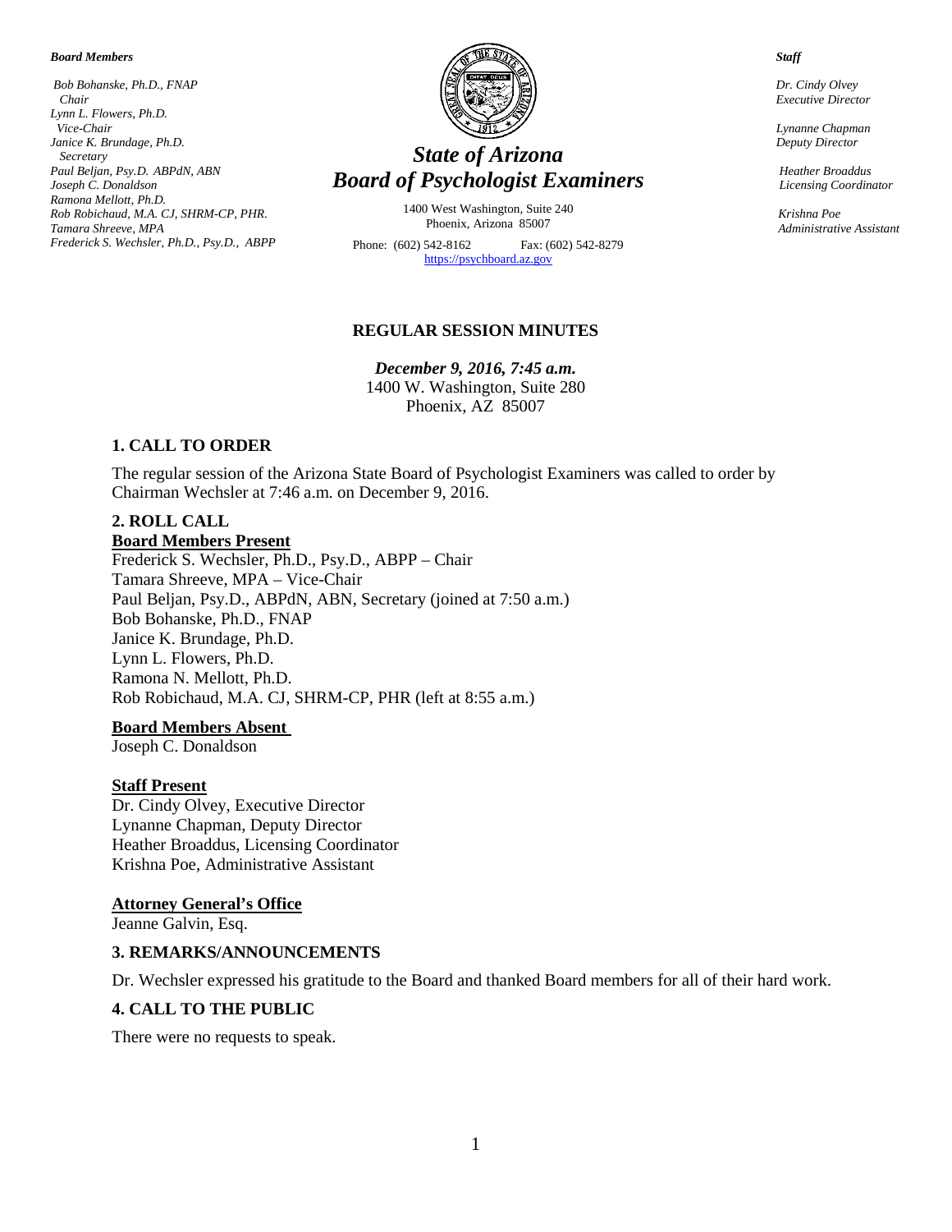***Board Members***

*Bob Bohanske, Ph.D., FNAP*
*Chair*
*Lynn L. Flowers, Ph.D.*
*Vice-Chair*
*Janice K. Brundage, Ph.D.*
*Secretary*
*Paul Beljan, Psy.D. ABPdN, ABN*
*Joseph C. Donaldson*
*Ramona Mellott, Ph.D.*
*Rob Robichaud, M.A. CJ, SHRM-CP, PHR.*
*Tamara Shreeve, MPA*
*Frederick S. Wechsler, Ph.D., Psy.D., ABPP*

# *State of Arizona*
# *Board of Psychologist Examiners*

1400 West Washington, Suite 240
Phoenix, Arizona 85007

Phone: (602) 542-8162 Fax: (602) 542-8279
https://psychboard.az.gov

***Staff***

*Dr. Cindy Olvey*
*Executive Director*

*Lynanne Chapman*
*Deputy Director*

*Heather Broaddus*
*Licensing Coordinator*

*Krishna Poe*
*Administrative Assistant*

## REGULAR SESSION MINUTES

***December 9, 2016, 7:45 a.m.***
1400 W. Washington, Suite 280
Phoenix, AZ 85007

### 1. CALL TO ORDER

The regular session of the Arizona State Board of Psychologist Examiners was called to order by Chairman Wechsler at 7:46 a.m. on December 9, 2016.

### 2. ROLL CALL

**Board Members Present**

Frederick S. Wechsler, Ph.D., Psy.D., ABPP – Chair
Tamara Shreeve, MPA – Vice-Chair
Paul Beljan, Psy.D., ABPdN, ABN, Secretary (joined at 7:50 a.m.)
Bob Bohanske, Ph.D., FNAP
Janice K. Brundage, Ph.D.
Lynn L. Flowers, Ph.D.
Ramona N. Mellott, Ph.D.
Rob Robichaud, M.A. CJ, SHRM-CP, PHR (left at 8:55 a.m.)

**Board Members Absent**

Joseph C. Donaldson

**Staff Present**

Dr. Cindy Olvey, Executive Director
Lynanne Chapman, Deputy Director
Heather Broaddus, Licensing Coordinator
Krishna Poe, Administrative Assistant

**Attorney General's Office**

Jeanne Galvin, Esq.

### 3. REMARKS/ANNOUNCEMENTS

Dr. Wechsler expressed his gratitude to the Board and thanked Board members for all of their hard work.

### 4. CALL TO THE PUBLIC

There were no requests to speak.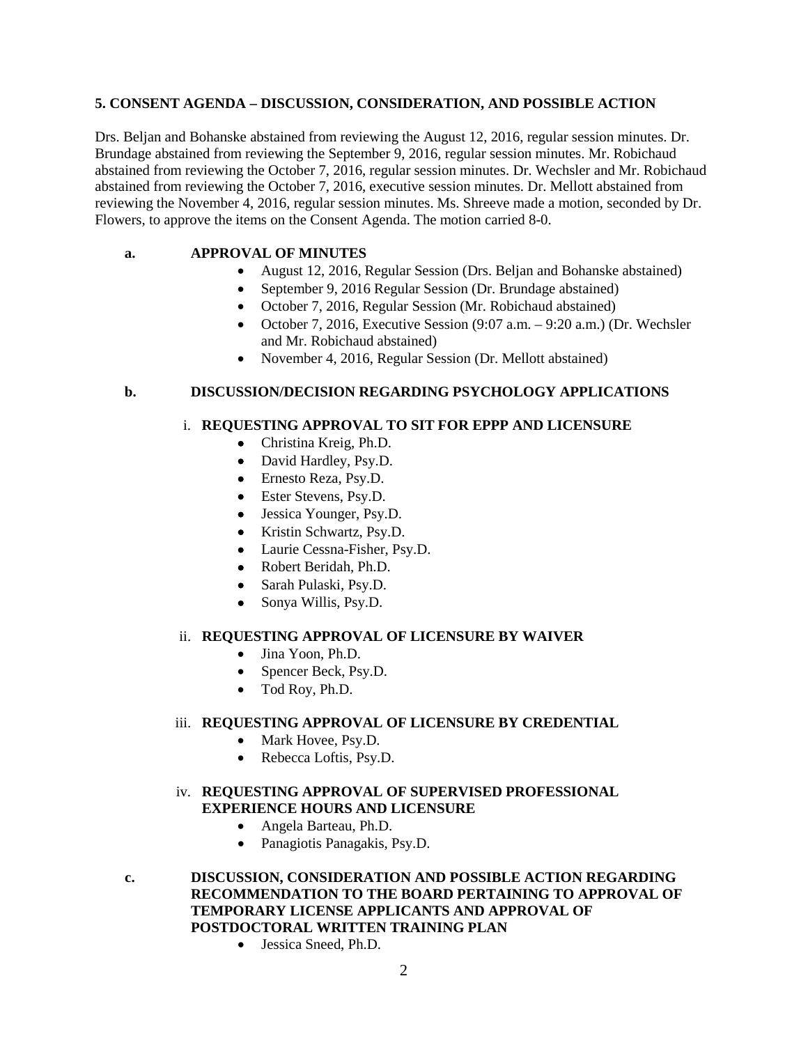### 5. CONSENT AGENDA – DISCUSSION, CONSIDERATION, AND POSSIBLE ACTION

Drs. Beljan and Bohanske abstained from reviewing the August 12, 2016, regular session minutes. Dr. Brundage abstained from reviewing the September 9, 2016, regular session minutes. Mr. Robichaud abstained from reviewing the October 7, 2016, regular session minutes. Dr. Wechsler and Mr. Robichaud abstained from reviewing the October 7, 2016, executive session minutes. Dr. Mellott abstained from reviewing the November 4, 2016, regular session minutes. Ms. Shreeve made a motion, seconded by Dr. Flowers, to approve the items on the Consent Agenda. The motion carried 8-0.

**a. APPROVAL OF MINUTES**

- August 12, 2016, Regular Session (Drs. Beljan and Bohanske abstained)
- September 9, 2016 Regular Session (Dr. Brundage abstained)
- October 7, 2016, Regular Session (Mr. Robichaud abstained)
- October 7, 2016, Executive Session (9:07 a.m. – 9:20 a.m.) (Dr. Wechsler and Mr. Robichaud abstained)
- November 4, 2016, Regular Session (Dr. Mellott abstained)

**b. DISCUSSION/DECISION REGARDING PSYCHOLOGY APPLICATIONS**

i. **REQUESTING APPROVAL TO SIT FOR EPPP AND LICENSURE**

- Christina Kreig, Ph.D.
- David Hardley, Psy.D.
- Ernesto Reza, Psy.D.
- Ester Stevens, Psy.D.
- Jessica Younger, Psy.D.
- Kristin Schwartz, Psy.D.
- Laurie Cessna-Fisher, Psy.D.
- Robert Beridah, Ph.D.
- Sarah Pulaski, Psy.D.
- Sonya Willis, Psy.D.

ii. **REQUESTING APPROVAL OF LICENSURE BY WAIVER**

- Jina Yoon, Ph.D.
- Spencer Beck, Psy.D.
- Tod Roy, Ph.D.

iii. **REQUESTING APPROVAL OF LICENSURE BY CREDENTIAL**

- Mark Hovee, Psy.D.
- Rebecca Loftis, Psy.D.

iv. **REQUESTING APPROVAL OF SUPERVISED PROFESSIONAL EXPERIENCE HOURS AND LICENSURE**

- Angela Barteau, Ph.D.
- Panagiotis Panagakis, Psy.D.

**c. DISCUSSION, CONSIDERATION AND POSSIBLE ACTION REGARDING RECOMMENDATION TO THE BOARD PERTAINING TO APPROVAL OF TEMPORARY LICENSE APPLICANTS AND APPROVAL OF POSTDOCTORAL WRITTEN TRAINING PLAN**

- Jessica Sneed, Ph.D.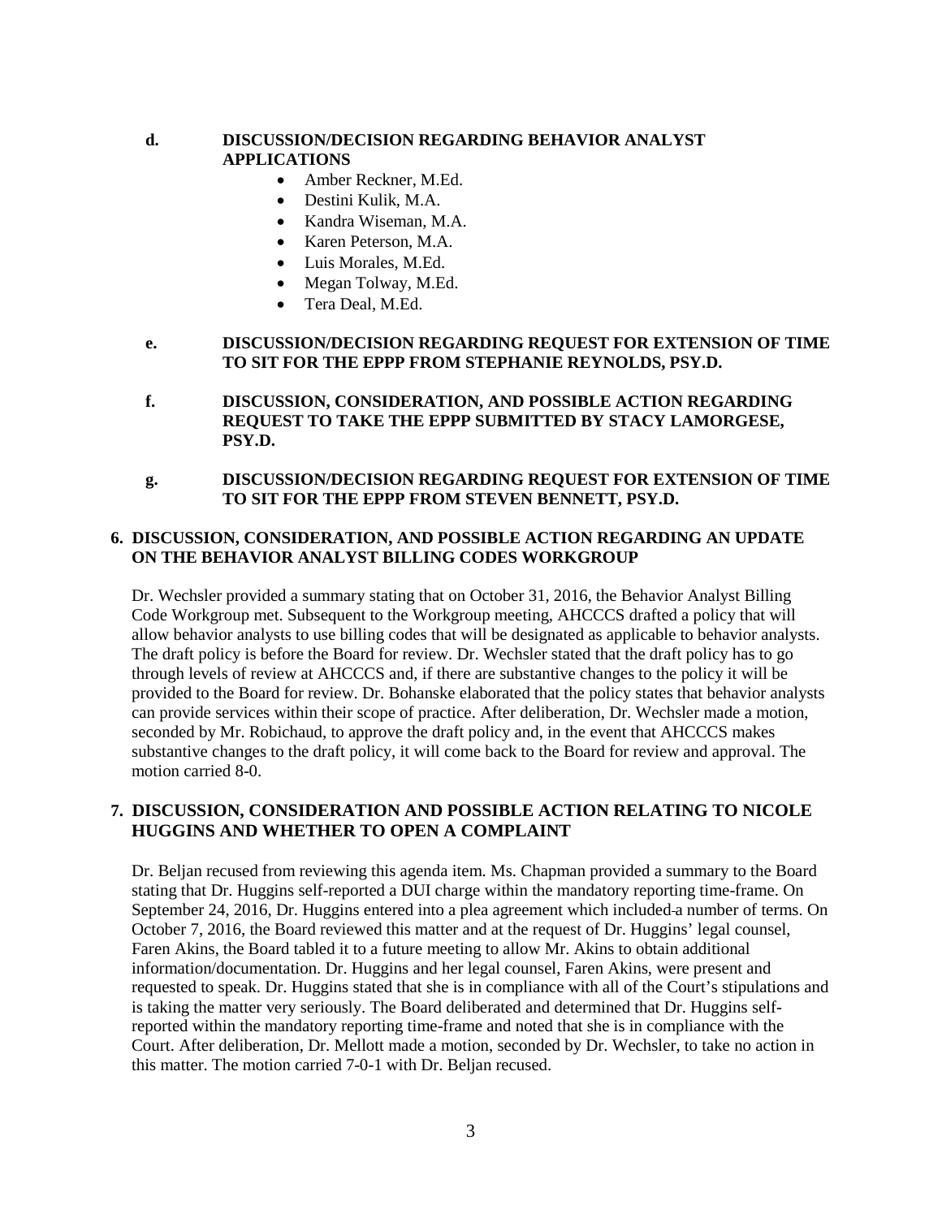**d. DISCUSSION/DECISION REGARDING BEHAVIOR ANALYST APPLICATIONS**

- Amber Reckner, M.Ed.
- Destini Kulik, M.A.
- Kandra Wiseman, M.A.
- Karen Peterson, M.A.
- Luis Morales, M.Ed.
- Megan Tolway, M.Ed.
- Tera Deal, M.Ed.

**e. DISCUSSION/DECISION REGARDING REQUEST FOR EXTENSION OF TIME TO SIT FOR THE EPPP FROM STEPHANIE REYNOLDS, PSY.D.**

**f. DISCUSSION, CONSIDERATION, AND POSSIBLE ACTION REGARDING REQUEST TO TAKE THE EPPP SUBMITTED BY STACY LAMORGESE, PSY.D.**

**g. DISCUSSION/DECISION REGARDING REQUEST FOR EXTENSION OF TIME TO SIT FOR THE EPPP FROM STEVEN BENNETT, PSY.D.**

## 6. DISCUSSION, CONSIDERATION, AND POSSIBLE ACTION REGARDING AN UPDATE ON THE BEHAVIOR ANALYST BILLING CODES WORKGROUP

Dr. Wechsler provided a summary stating that on October 31, 2016, the Behavior Analyst Billing Code Workgroup met. Subsequent to the Workgroup meeting, AHCCCS drafted a policy that will allow behavior analysts to use billing codes that will be designated as applicable to behavior analysts. The draft policy is before the Board for review. Dr. Wechsler stated that the draft policy has to go through levels of review at AHCCCS and, if there are substantive changes to the policy it will be provided to the Board for review. Dr. Bohanske elaborated that the policy states that behavior analysts can provide services within their scope of practice. After deliberation, Dr. Wechsler made a motion, seconded by Mr. Robichaud, to approve the draft policy and, in the event that AHCCCS makes substantive changes to the draft policy, it will come back to the Board for review and approval. The motion carried 8-0.

## 7. DISCUSSION, CONSIDERATION AND POSSIBLE ACTION RELATING TO NICOLE HUGGINS AND WHETHER TO OPEN A COMPLAINT

Dr. Beljan recused from reviewing this agenda item. Ms. Chapman provided a summary to the Board stating that Dr. Huggins self-reported a DUI charge within the mandatory reporting time-frame. On September 24, 2016, Dr. Huggins entered into a plea agreement which included a number of terms. On October 7, 2016, the Board reviewed this matter and at the request of Dr. Huggins' legal counsel, Faren Akins, the Board tabled it to a future meeting to allow Mr. Akins to obtain additional information/documentation. Dr. Huggins and her legal counsel, Faren Akins, were present and requested to speak. Dr. Huggins stated that she is in compliance with all of the Court's stipulations and is taking the matter very seriously. The Board deliberated and determined that Dr. Huggins self-reported within the mandatory reporting time-frame and noted that she is in compliance with the Court. After deliberation, Dr. Mellott made a motion, seconded by Dr. Wechsler, to take no action in this matter. The motion carried 7-0-1 with Dr. Beljan recused.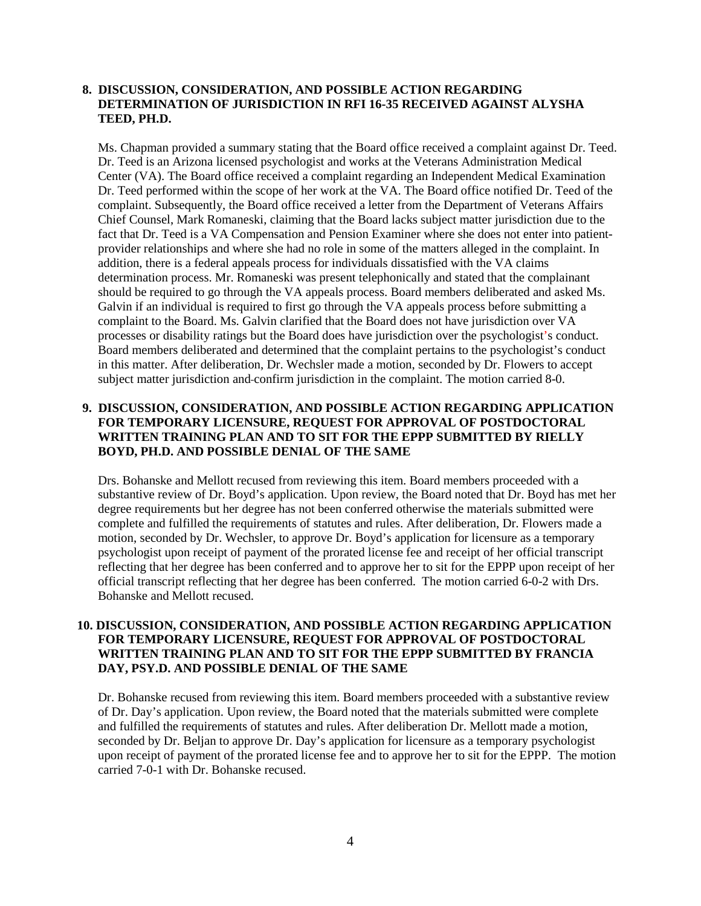**8. DISCUSSION, CONSIDERATION, AND POSSIBLE ACTION REGARDING DETERMINATION OF JURISDICTION IN RFI 16-35 RECEIVED AGAINST ALYSHA TEED, PH.D.**

Ms. Chapman provided a summary stating that the Board office received a complaint against Dr. Teed. Dr. Teed is an Arizona licensed psychologist and works at the Veterans Administration Medical Center (VA). The Board office received a complaint regarding an Independent Medical Examination Dr. Teed performed within the scope of her work at the VA. The Board office notified Dr. Teed of the complaint. Subsequently, the Board office received a letter from the Department of Veterans Affairs Chief Counsel, Mark Romaneski, claiming that the Board lacks subject matter jurisdiction due to the fact that Dr. Teed is a VA Compensation and Pension Examiner where she does not enter into patient-provider relationships and where she had no role in some of the matters alleged in the complaint. In addition, there is a federal appeals process for individuals dissatisfied with the VA claims determination process. Mr. Romaneski was present telephonically and stated that the complainant should be required to go through the VA appeals process. Board members deliberated and asked Ms. Galvin if an individual is required to first go through the VA appeals process before submitting a complaint to the Board. Ms. Galvin clarified that the Board does not have jurisdiction over VA processes or disability ratings but the Board does have jurisdiction over the psychologist's conduct. Board members deliberated and determined that the complaint pertains to the psychologist's conduct in this matter. After deliberation, Dr. Wechsler made a motion, seconded by Dr. Flowers to accept subject matter jurisdiction and confirm jurisdiction in the complaint. The motion carried 8-0.

**9. DISCUSSION, CONSIDERATION, AND POSSIBLE ACTION REGARDING APPLICATION FOR TEMPORARY LICENSURE, REQUEST FOR APPROVAL OF POSTDOCTORAL WRITTEN TRAINING PLAN AND TO SIT FOR THE EPPP SUBMITTED BY RIELLY BOYD, PH.D. AND POSSIBLE DENIAL OF THE SAME**

Drs. Bohanske and Mellott recused from reviewing this item. Board members proceeded with a substantive review of Dr. Boyd's application. Upon review, the Board noted that Dr. Boyd has met her degree requirements but her degree has not been conferred otherwise the materials submitted were complete and fulfilled the requirements of statutes and rules. After deliberation, Dr. Flowers made a motion, seconded by Dr. Wechsler, to approve Dr. Boyd's application for licensure as a temporary psychologist upon receipt of payment of the prorated license fee and receipt of her official transcript reflecting that her degree has been conferred and to approve her to sit for the EPPP upon receipt of her official transcript reflecting that her degree has been conferred. The motion carried 6-0-2 with Drs. Bohanske and Mellott recused.

**10. DISCUSSION, CONSIDERATION, AND POSSIBLE ACTION REGARDING APPLICATION FOR TEMPORARY LICENSURE, REQUEST FOR APPROVAL OF POSTDOCTORAL WRITTEN TRAINING PLAN AND TO SIT FOR THE EPPP SUBMITTED BY FRANCIA DAY, PSY.D. AND POSSIBLE DENIAL OF THE SAME**

Dr. Bohanske recused from reviewing this item. Board members proceeded with a substantive review of Dr. Day's application. Upon review, the Board noted that the materials submitted were complete and fulfilled the requirements of statutes and rules. After deliberation Dr. Mellott made a motion, seconded by Dr. Beljan to approve Dr. Day's application for licensure as a temporary psychologist upon receipt of payment of the prorated license fee and to approve her to sit for the EPPP. The motion carried 7-0-1 with Dr. Bohanske recused.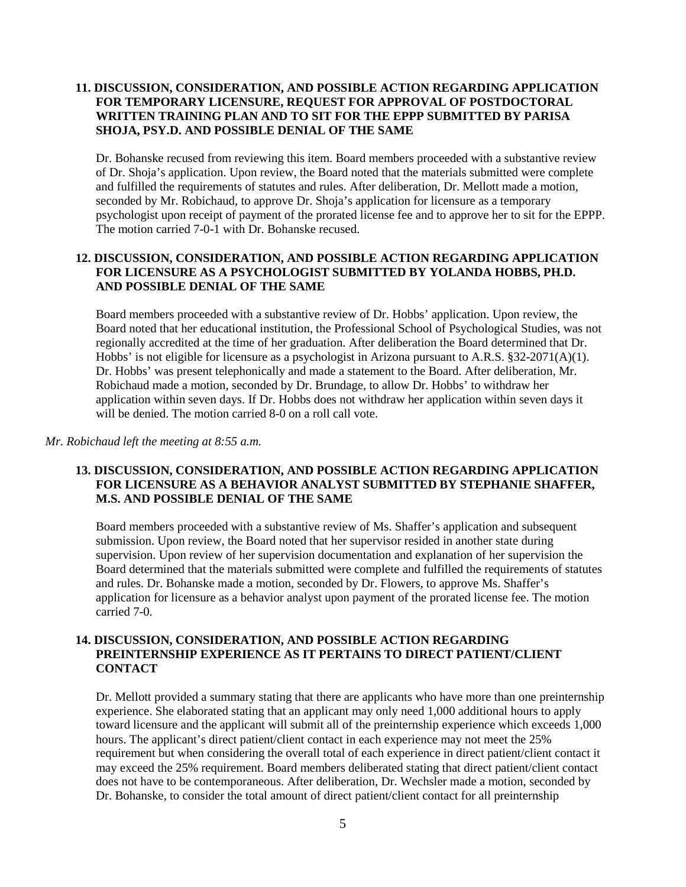**11. DISCUSSION, CONSIDERATION, AND POSSIBLE ACTION REGARDING APPLICATION FOR TEMPORARY LICENSURE, REQUEST FOR APPROVAL OF POSTDOCTORAL WRITTEN TRAINING PLAN AND TO SIT FOR THE EPPP SUBMITTED BY PARISA SHOJA, PSY.D. AND POSSIBLE DENIAL OF THE SAME**

Dr. Bohanske recused from reviewing this item. Board members proceeded with a substantive review of Dr. Shoja's application. Upon review, the Board noted that the materials submitted were complete and fulfilled the requirements of statutes and rules. After deliberation, Dr. Mellott made a motion, seconded by Mr. Robichaud, to approve Dr. Shoja's application for licensure as a temporary psychologist upon receipt of payment of the prorated license fee and to approve her to sit for the EPPP. The motion carried 7-0-1 with Dr. Bohanske recused.

**12. DISCUSSION, CONSIDERATION, AND POSSIBLE ACTION REGARDING APPLICATION FOR LICENSURE AS A PSYCHOLOGIST SUBMITTED BY YOLANDA HOBBS, PH.D. AND POSSIBLE DENIAL OF THE SAME**

Board members proceeded with a substantive review of Dr. Hobbs' application. Upon review, the Board noted that her educational institution, the Professional School of Psychological Studies, was not regionally accredited at the time of her graduation. After deliberation the Board determined that Dr. Hobbs' is not eligible for licensure as a psychologist in Arizona pursuant to A.R.S. §32-2071(A)(1). Dr. Hobbs' was present telephonically and made a statement to the Board. After deliberation, Mr. Robichaud made a motion, seconded by Dr. Brundage, to allow Dr. Hobbs' to withdraw her application within seven days. If Dr. Hobbs does not withdraw her application within seven days it will be denied. The motion carried 8-0 on a roll call vote.

*Mr. Robichaud left the meeting at 8:55 a.m.*

**13. DISCUSSION, CONSIDERATION, AND POSSIBLE ACTION REGARDING APPLICATION FOR LICENSURE AS A BEHAVIOR ANALYST SUBMITTED BY STEPHANIE SHAFFER, M.S. AND POSSIBLE DENIAL OF THE SAME**

Board members proceeded with a substantive review of Ms. Shaffer's application and subsequent submission. Upon review, the Board noted that her supervisor resided in another state during supervision. Upon review of her supervision documentation and explanation of her supervision the Board determined that the materials submitted were complete and fulfilled the requirements of statutes and rules. Dr. Bohanske made a motion, seconded by Dr. Flowers, to approve Ms. Shaffer's application for licensure as a behavior analyst upon payment of the prorated license fee. The motion carried 7-0.

**14. DISCUSSION, CONSIDERATION, AND POSSIBLE ACTION REGARDING PREINTERNSHIP EXPERIENCE AS IT PERTAINS TO DIRECT PATIENT/CLIENT CONTACT**

Dr. Mellott provided a summary stating that there are applicants who have more than one preinternship experience. She elaborated stating that an applicant may only need 1,000 additional hours to apply toward licensure and the applicant will submit all of the preinternship experience which exceeds 1,000 hours. The applicant's direct patient/client contact in each experience may not meet the 25% requirement but when considering the overall total of each experience in direct patient/client contact it may exceed the 25% requirement. Board members deliberated stating that direct patient/client contact does not have to be contemporaneous. After deliberation, Dr. Wechsler made a motion, seconded by Dr. Bohanske, to consider the total amount of direct patient/client contact for all preinternship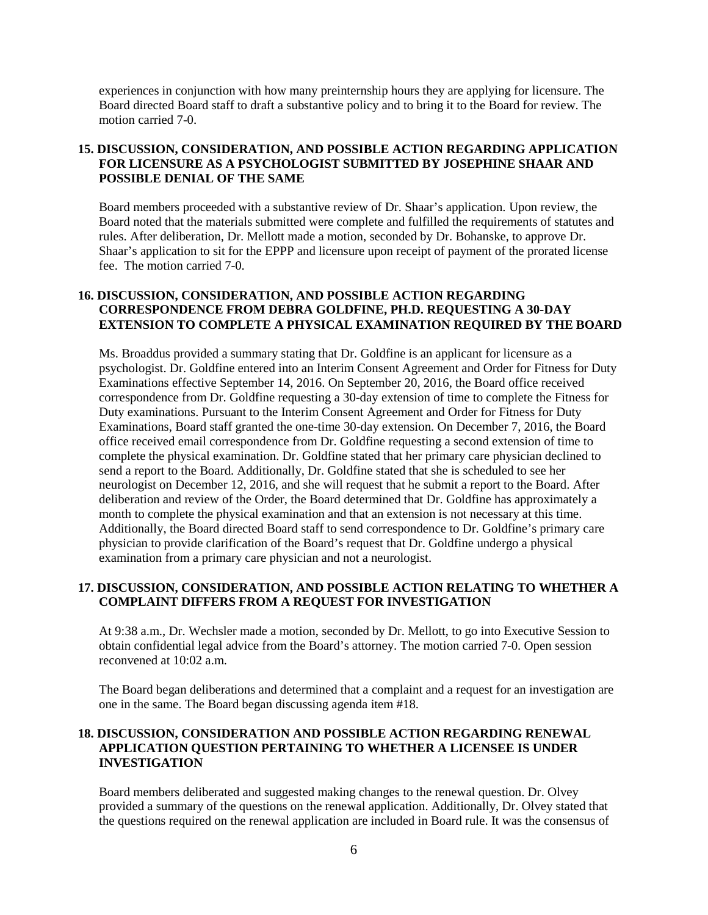experiences in conjunction with how many preinternship hours they are applying for licensure. The Board directed Board staff to draft a substantive policy and to bring it to the Board for review. The motion carried 7-0.

**15. DISCUSSION, CONSIDERATION, AND POSSIBLE ACTION REGARDING APPLICATION FOR LICENSURE AS A PSYCHOLOGIST SUBMITTED BY JOSEPHINE SHAAR AND POSSIBLE DENIAL OF THE SAME**

Board members proceeded with a substantive review of Dr. Shaar's application. Upon review, the Board noted that the materials submitted were complete and fulfilled the requirements of statutes and rules. After deliberation, Dr. Mellott made a motion, seconded by Dr. Bohanske, to approve Dr. Shaar's application to sit for the EPPP and licensure upon receipt of payment of the prorated license fee. The motion carried 7-0.

**16. DISCUSSION, CONSIDERATION, AND POSSIBLE ACTION REGARDING CORRESPONDENCE FROM DEBRA GOLDFINE, PH.D. REQUESTING A 30-DAY EXTENSION TO COMPLETE A PHYSICAL EXAMINATION REQUIRED BY THE BOARD**

Ms. Broaddus provided a summary stating that Dr. Goldfine is an applicant for licensure as a psychologist. Dr. Goldfine entered into an Interim Consent Agreement and Order for Fitness for Duty Examinations effective September 14, 2016. On September 20, 2016, the Board office received correspondence from Dr. Goldfine requesting a 30-day extension of time to complete the Fitness for Duty examinations. Pursuant to the Interim Consent Agreement and Order for Fitness for Duty Examinations, Board staff granted the one-time 30-day extension. On December 7, 2016, the Board office received email correspondence from Dr. Goldfine requesting a second extension of time to complete the physical examination. Dr. Goldfine stated that her primary care physician declined to send a report to the Board. Additionally, Dr. Goldfine stated that she is scheduled to see her neurologist on December 12, 2016, and she will request that he submit a report to the Board. After deliberation and review of the Order, the Board determined that Dr. Goldfine has approximately a month to complete the physical examination and that an extension is not necessary at this time. Additionally, the Board directed Board staff to send correspondence to Dr. Goldfine's primary care physician to provide clarification of the Board's request that Dr. Goldfine undergo a physical examination from a primary care physician and not a neurologist.

**17. DISCUSSION, CONSIDERATION, AND POSSIBLE ACTION RELATING TO WHETHER A COMPLAINT DIFFERS FROM A REQUEST FOR INVESTIGATION**

At 9:38 a.m., Dr. Wechsler made a motion, seconded by Dr. Mellott, to go into Executive Session to obtain confidential legal advice from the Board's attorney. The motion carried 7-0. Open session reconvened at 10:02 a.m.

The Board began deliberations and determined that a complaint and a request for an investigation are one in the same. The Board began discussing agenda item #18.

**18. DISCUSSION, CONSIDERATION AND POSSIBLE ACTION REGARDING RENEWAL APPLICATION QUESTION PERTAINING TO WHETHER A LICENSEE IS UNDER INVESTIGATION**

Board members deliberated and suggested making changes to the renewal question. Dr. Olvey provided a summary of the questions on the renewal application. Additionally, Dr. Olvey stated that the questions required on the renewal application are included in Board rule. It was the consensus of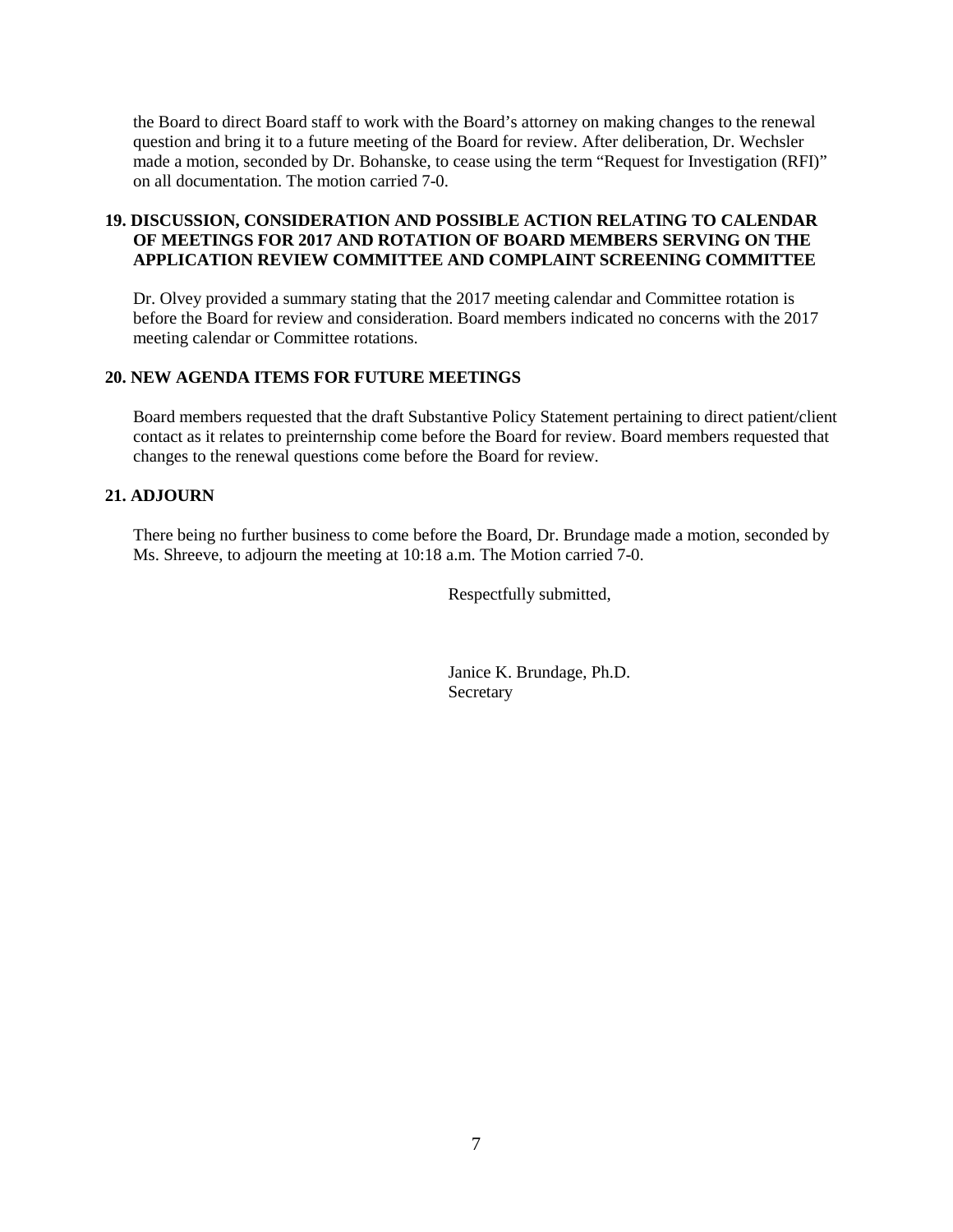the Board to direct Board staff to work with the Board's attorney on making changes to the renewal question and bring it to a future meeting of the Board for review. After deliberation, Dr. Wechsler made a motion, seconded by Dr. Bohanske, to cease using the term "Request for Investigation (RFI)" on all documentation. The motion carried 7-0.

## 19. DISCUSSION, CONSIDERATION AND POSSIBLE ACTION RELATING TO CALENDAR OF MEETINGS FOR 2017 AND ROTATION OF BOARD MEMBERS SERVING ON THE APPLICATION REVIEW COMMITTEE AND COMPLAINT SCREENING COMMITTEE

Dr. Olvey provided a summary stating that the 2017 meeting calendar and Committee rotation is before the Board for review and consideration. Board members indicated no concerns with the 2017 meeting calendar or Committee rotations.

## 20. NEW AGENDA ITEMS FOR FUTURE MEETINGS

Board members requested that the draft Substantive Policy Statement pertaining to direct patient/client contact as it relates to preinternship come before the Board for review. Board members requested that changes to the renewal questions come before the Board for review.

## 21. ADJOURN

There being no further business to come before the Board, Dr. Brundage made a motion, seconded by Ms. Shreeve, to adjourn the meeting at 10:18 a.m. The Motion carried 7-0.

Respectfully submitted,

Janice K. Brundage, Ph.D.
Secretary